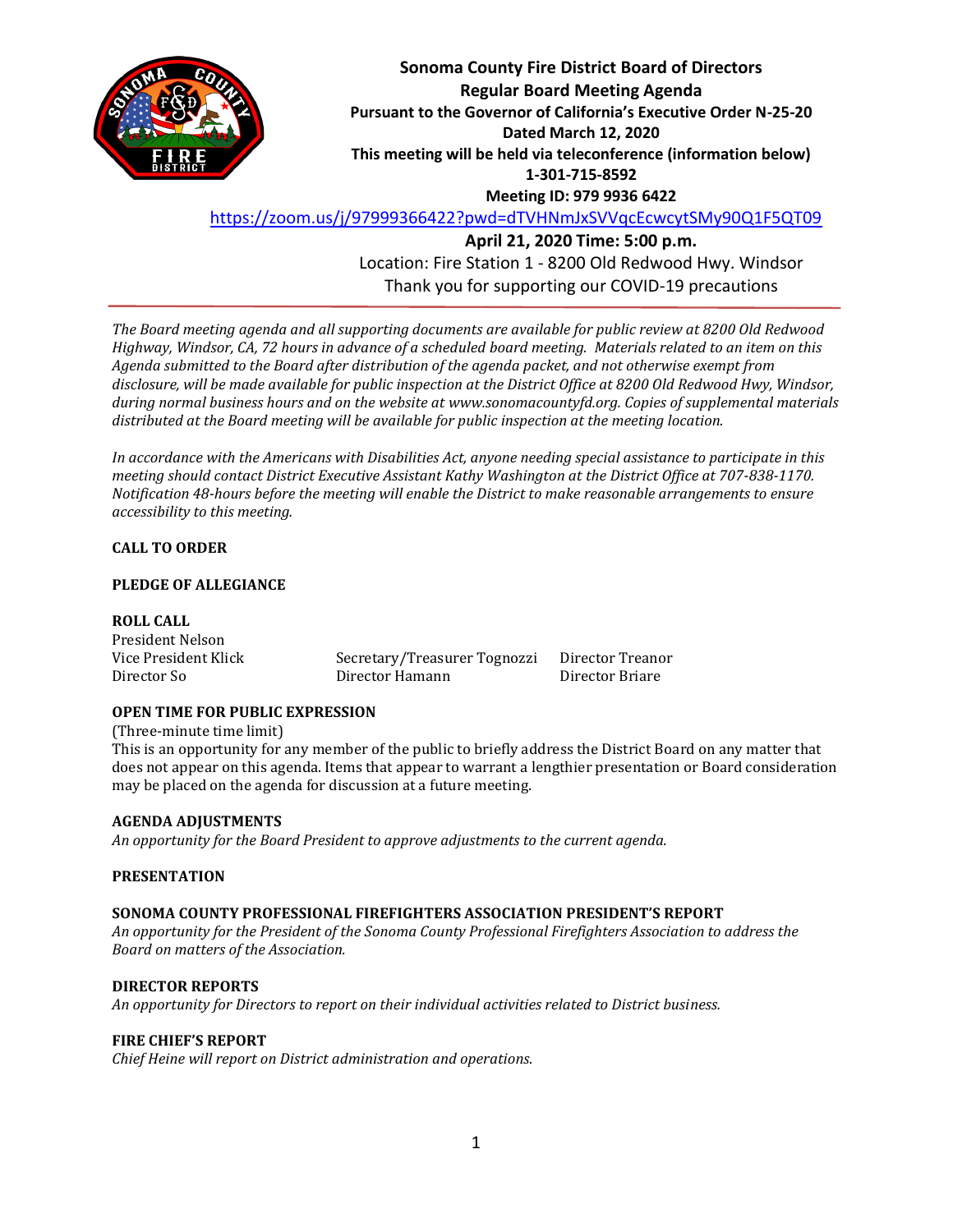# Sonoma County Fire District Board of Directors

**Regular Board Meeting Agenda**
**Pursuant to the Governor of California's Executive Order N-25-20**
**Dated March 12, 2020**
**This meeting will be held via teleconference (information below)**
**1-301-715-8592**
**Meeting ID: 979 9936 6422**

https://zoom.us/j/97999366422?pwd=dTVHNmJxSVVqcEcwcytSMy90Q1F5QT09

**April 21, 2020 Time: 5:00 p.m.**

Location: Fire Station 1 - 8200 Old Redwood Hwy. Windsor

Thank you for supporting our COVID-19 precautions

---

*The Board meeting agenda and all supporting documents are available for public review at 8200 Old Redwood Highway, Windsor, CA, 72 hours in advance of a scheduled board meeting. Materials related to an item on this Agenda submitted to the Board after distribution of the agenda packet, and not otherwise exempt from disclosure, will be made available for public inspection at the District Office at 8200 Old Redwood Hwy, Windsor, during normal business hours and on the website at www.sonomacountyfd.org. Copies of supplemental materials distributed at the Board meeting will be available for public inspection at the meeting location.*

*In accordance with the Americans with Disabilities Act, anyone needing special assistance to participate in this meeting should contact District Executive Assistant Kathy Washington at the District Office at 707-838-1170. Notification 48-hours before the meeting will enable the District to make reasonable arrangements to ensure accessibility to this meeting.*

**CALL TO ORDER**

**PLEDGE OF ALLEGIANCE**

**ROLL CALL**

President Nelson
Vice President Klick
Secretary/Treasurer Tognozzi
Director Treanor
Director So
Director Hamann
Director Briare

**OPEN TIME FOR PUBLIC EXPRESSION**

(Three-minute time limit)
This is an opportunity for any member of the public to briefly address the District Board on any matter that does not appear on this agenda. Items that appear to warrant a lengthier presentation or Board consideration may be placed on the agenda for discussion at a future meeting.

**AGENDA ADJUSTMENTS**

*An opportunity for the Board President to approve adjustments to the current agenda.*

**PRESENTATION**

**SONOMA COUNTY PROFESSIONAL FIREFIGHTERS ASSOCIATION PRESIDENT'S REPORT**

*An opportunity for the President of the Sonoma County Professional Firefighters Association to address the Board on matters of the Association.*

**DIRECTOR REPORTS**

*An opportunity for Directors to report on their individual activities related to District business.*

**FIRE CHIEF'S REPORT**

*Chief Heine will report on District administration and operations.*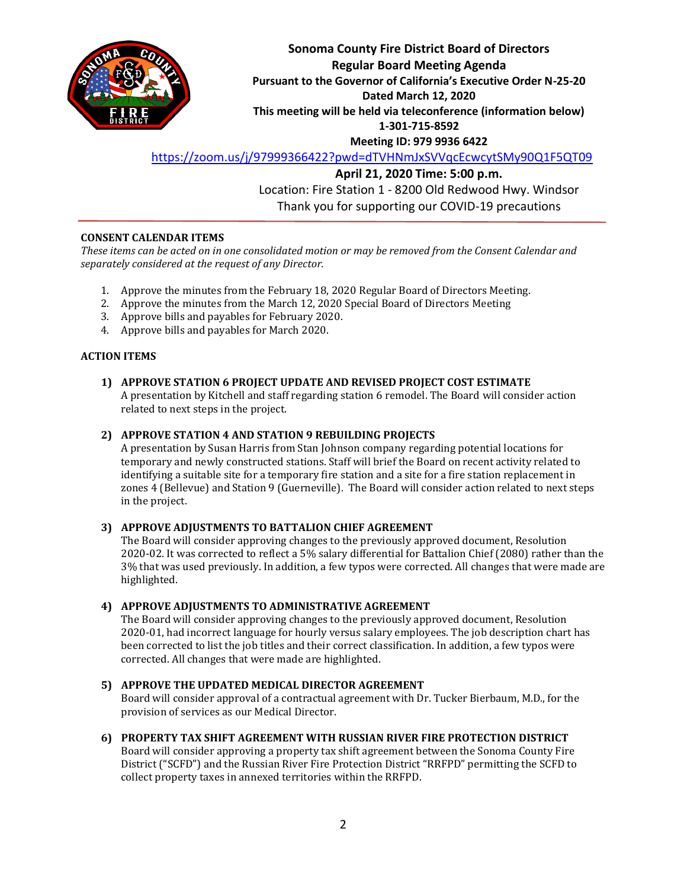**Sonoma County Fire District Board of Directors**
**Regular Board Meeting Agenda**
**Pursuant to the Governor of California's Executive Order N-25-20**
**Dated March 12, 2020**
**This meeting will be held via teleconference (information below)**
**1-301-715-8592**
**Meeting ID: 979 9936 6422**

https://zoom.us/j/97999366422?pwd=dTVHNmJxSVVqcEcwcytSMy90Q1F5QT09

**April 21, 2020 Time: 5:00 p.m.**

Location: Fire Station 1 - 8200 Old Redwood Hwy. Windsor

Thank you for supporting our COVID-19 precautions

## CONSENT CALENDAR ITEMS

*These items can be acted on in one consolidated motion or may be removed from the Consent Calendar and separately considered at the request of any Director.*

1. Approve the minutes from the February 18, 2020 Regular Board of Directors Meeting.
2. Approve the minutes from the March 12, 2020 Special Board of Directors Meeting
3. Approve bills and payables for February 2020.
4. Approve bills and payables for March 2020.

## ACTION ITEMS

**1) APPROVE STATION 6 PROJECT UPDATE AND REVISED PROJECT COST ESTIMATE**
A presentation by Kitchell and staff regarding station 6 remodel. The Board will consider action related to next steps in the project.

**2) APPROVE STATION 4 AND STATION 9 REBUILDING PROJECTS**
A presentation by Susan Harris from Stan Johnson company regarding potential locations for temporary and newly constructed stations. Staff will brief the Board on recent activity related to identifying a suitable site for a temporary fire station and a site for a fire station replacement in zones 4 (Bellevue) and Station 9 (Guerneville). The Board will consider action related to next steps in the project.

**3) APPROVE ADJUSTMENTS TO BATTALION CHIEF AGREEMENT**
The Board will consider approving changes to the previously approved document, Resolution 2020-02. It was corrected to reflect a 5% salary differential for Battalion Chief (2080) rather than the 3% that was used previously. In addition, a few typos were corrected. All changes that were made are highlighted.

**4) APPROVE ADJUSTMENTS TO ADMINISTRATIVE AGREEMENT**
The Board will consider approving changes to the previously approved document, Resolution 2020-01, had incorrect language for hourly versus salary employees. The job description chart has been corrected to list the job titles and their correct classification. In addition, a few typos were corrected. All changes that were made are highlighted.

**5) APPROVE THE UPDATED MEDICAL DIRECTOR AGREEMENT**
Board will consider approval of a contractual agreement with Dr. Tucker Bierbaum, M.D., for the provision of services as our Medical Director.

**6) PROPERTY TAX SHIFT AGREEMENT WITH RUSSIAN RIVER FIRE PROTECTION DISTRICT**
Board will consider approving a property tax shift agreement between the Sonoma County Fire District ("SCFD") and the Russian River Fire Protection District "RRFPD" permitting the SCFD to collect property taxes in annexed territories within the RRFPD.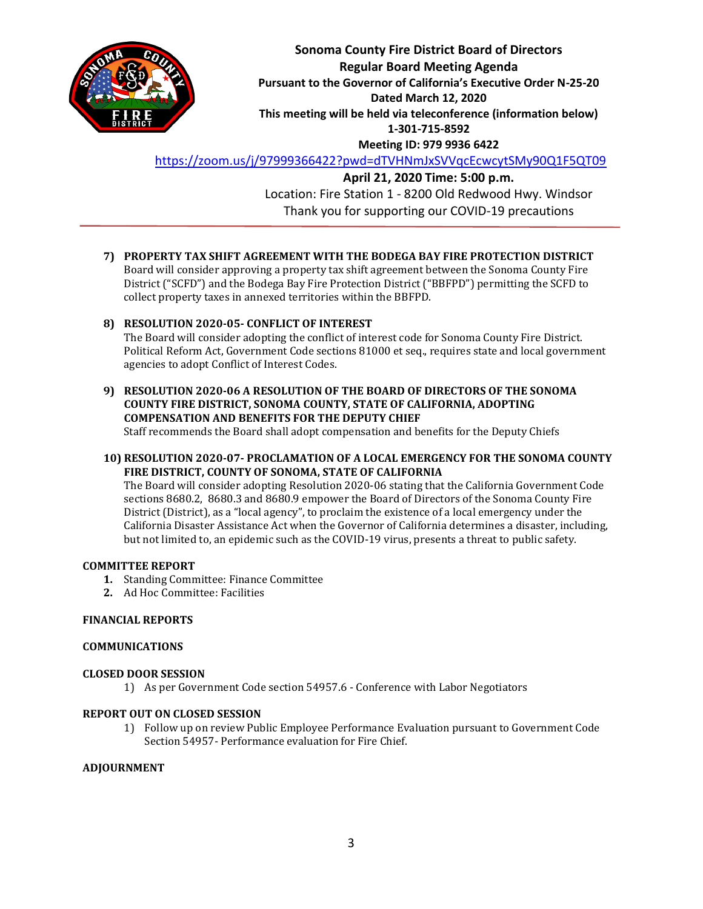**Sonoma County Fire District Board of Directors**
**Regular Board Meeting Agenda**
**Pursuant to the Governor of California's Executive Order N-25-20**
**Dated March 12, 2020**
**This meeting will be held via teleconference (information below)**
**1-301-715-8592**
**Meeting ID: 979 9936 6422**

https://zoom.us/j/97999366422?pwd=dTVHNmJxSVVqcEcwcytSMy90Q1F5QT09

**April 21, 2020 Time: 5:00 p.m.**

Location: Fire Station 1 - 8200 Old Redwood Hwy. Windsor
Thank you for supporting our COVID-19 precautions

---

7) **PROPERTY TAX SHIFT AGREEMENT WITH THE BODEGA BAY FIRE PROTECTION DISTRICT**
   Board will consider approving a property tax shift agreement between the Sonoma County Fire District ("SCFD") and the Bodega Bay Fire Protection District ("BBFPD") permitting the SCFD to collect property taxes in annexed territories within the BBFPD.

8) **RESOLUTION 2020-05- CONFLICT OF INTEREST**
   The Board will consider adopting the conflict of interest code for Sonoma County Fire District. Political Reform Act, Government Code sections 81000 et seq., requires state and local government agencies to adopt Conflict of Interest Codes.

9) **RESOLUTION 2020-06 A RESOLUTION OF THE BOARD OF DIRECTORS OF THE SONOMA COUNTY FIRE DISTRICT, SONOMA COUNTY, STATE OF CALIFORNIA, ADOPTING COMPENSATION AND BENEFITS FOR THE DEPUTY CHIEF**
   Staff recommends the Board shall adopt compensation and benefits for the Deputy Chiefs

10) **RESOLUTION 2020-07- PROCLAMATION OF A LOCAL EMERGENCY FOR THE SONOMA COUNTY FIRE DISTRICT, COUNTY OF SONOMA, STATE OF CALIFORNIA**
   The Board will consider adopting Resolution 2020-06 stating that the California Government Code sections 8680.2, 8680.3 and 8680.9 empower the Board of Directors of the Sonoma County Fire District (District), as a "local agency", to proclaim the existence of a local emergency under the California Disaster Assistance Act when the Governor of California determines a disaster, including, but not limited to, an epidemic such as the COVID-19 virus, presents a threat to public safety.

**COMMITTEE REPORT**

1. Standing Committee: Finance Committee
2. Ad Hoc Committee: Facilities

**FINANCIAL REPORTS**

**COMMUNICATIONS**

**CLOSED DOOR SESSION**

1) As per Government Code section 54957.6 - Conference with Labor Negotiators

**REPORT OUT ON CLOSED SESSION**

1) Follow up on review Public Employee Performance Evaluation pursuant to Government Code Section 54957- Performance evaluation for Fire Chief.

**ADJOURNMENT**